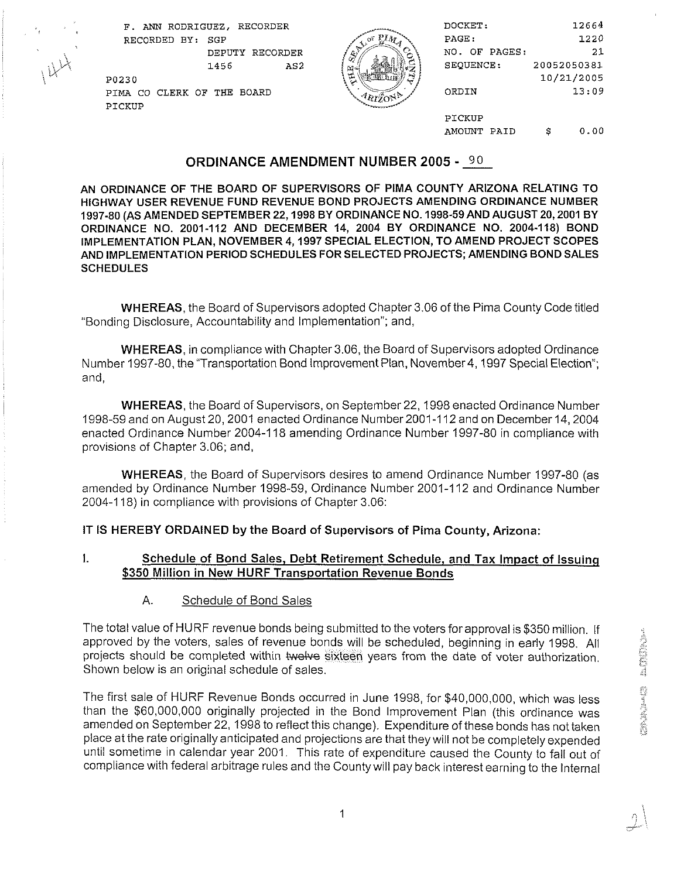F. ANN RODRIGUEZ, RECORDER
RECORDED BY: SGP
DEPUTY RECORDER
1456 AS2
P0230
PIMA CO CLERK OF THE BOARD
PICKUP

DOCKET: 12664
PAGE: 1220
NO. OF PAGES: 21
SEQUENCE: 20052050381
10/21/2005
ORDIN 13:09

PICKUP
AMOUNT PAID $ 0.00

# ORDINANCE AMENDMENT NUMBER 2005 - 90

**AN ORDINANCE OF THE BOARD OF SUPERVISORS OF PIMA COUNTY ARIZONA RELATING TO HIGHWAY USER REVENUE FUND REVENUE BOND PROJECTS AMENDING ORDINANCE NUMBER 1997-80 (AS AMENDED SEPTEMBER 22, 1998 BY ORDINANCE NO. 1998-59 AND AUGUST 20, 2001 BY ORDINANCE NO. 2001-112 AND DECEMBER 14, 2004 BY ORDINANCE NO. 2004-118) BOND IMPLEMENTATION PLAN, NOVEMBER 4, 1997 SPECIAL ELECTION, TO AMEND PROJECT SCOPES AND IMPLEMENTATION PERIOD SCHEDULES FOR SELECTED PROJECTS; AMENDING BOND SALES SCHEDULES**

**WHEREAS**, the Board of Supervisors adopted Chapter 3.06 of the Pima County Code titled "Bonding Disclosure, Accountability and Implementation"; and,

**WHEREAS**, in compliance with Chapter 3.06, the Board of Supervisors adopted Ordinance Number 1997-80, the "Transportation Bond Improvement Plan, November 4, 1997 Special Election"; and,

**WHEREAS**, the Board of Supervisors, on September 22, 1998 enacted Ordinance Number 1998-59 and on August 20, 2001 enacted Ordinance Number 2001-112 and on December 14, 2004 enacted Ordinance Number 2004-118 amending Ordinance Number 1997-80 in compliance with provisions of Chapter 3.06; and,

**WHEREAS**, the Board of Supervisors desires to amend Ordinance Number 1997-80 (as amended by Ordinance Number 1998-59, Ordinance Number 2001-112 and Ordinance Number 2004-118) in compliance with provisions of Chapter 3.06:

**IT IS HEREBY ORDAINED by the Board of Supervisors of Pima County, Arizona:**

## I. Schedule of Bond Sales, Debt Retirement Schedule, and Tax Impact of Issuing $350 Million in New HURF Transportation Revenue Bonds

### A. Schedule of Bond Sales

The total value of HURF revenue bonds being submitted to the voters for approval is $350 million. If approved by the voters, sales of revenue bonds will be scheduled, beginning in early 1998. All projects should be completed within ~~twelve~~ sixteen years from the date of voter authorization. Shown below is an original schedule of sales.

The first sale of HURF Revenue Bonds occurred in June 1998, for $40,000,000, which was less than the $60,000,000 originally projected in the Bond Improvement Plan (this ordinance was amended on September 22, 1998 to reflect this change). Expenditure of these bonds has not taken place at the rate originally anticipated and projections are that they will not be completely expended until sometime in calendar year 2001. This rate of expenditure caused the County to fall out of compliance with federal arbitrage rules and the County will pay back interest earning to the Internal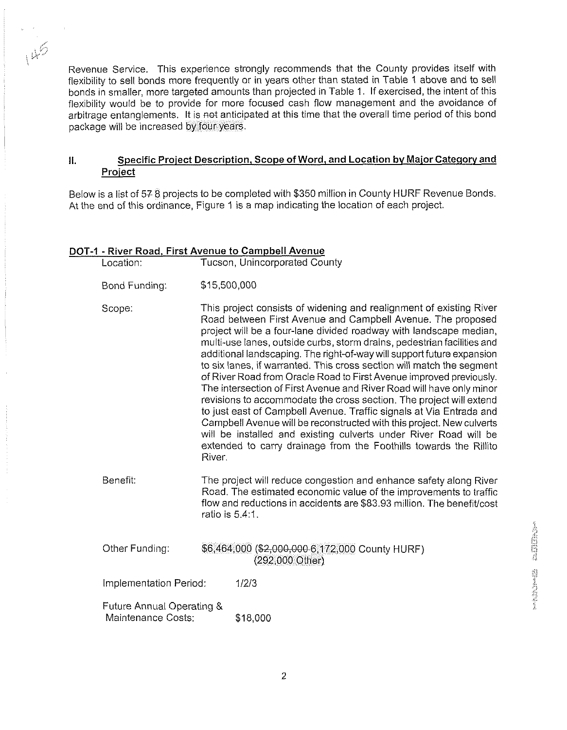Revenue Service. This experience strongly recommends that the County provides itself with flexibility to sell bonds more frequently or in years other than stated in Table 1 above and to sell bonds in smaller, more targeted amounts than projected in Table 1. If exercised, the intent of this flexibility would be to provide for more focused cash flow management and the avoidance of arbitrage entanglements. It is ~~not~~ anticipated at this time that the overall time period of this bond package will be increased by four years.

## II. Specific Project Description, Scope of Word, and Location by Major Category and Project

Below is a list of ~~57~~ 8 projects to be completed with $350 million in County HURF Revenue Bonds. At the end of this ordinance, Figure 1 is a map indicating the location of each project.

### DOT-1 - River Road, First Avenue to Campbell Avenue

Location: Tucson, Unincorporated County

Bond Funding: $15,500,000

Scope: This project consists of widening and realignment of existing River Road between First Avenue and Campbell Avenue. The proposed project will be a four-lane divided roadway with landscape median, multi-use lanes, outside curbs, storm drains, pedestrian facilities and additional landscaping. The right-of-way will support future expansion to six lanes, if warranted. This cross section will match the segment of River Road from Oracle Road to First Avenue improved previously. The intersection of First Avenue and River Road will have only minor revisions to accommodate the cross section. The project will extend to just east of Campbell Avenue. Traffic signals at Via Entrada and Campbell Avenue will be reconstructed with this project. New culverts will be installed and existing culverts under River Road will be extended to carry drainage from the Foothills towards the Rillito River.

Benefit: The project will reduce congestion and enhance safety along River Road. The estimated economic value of the improvements to traffic flow and reductions in accidents are $83.93 million. The benefit/cost ratio is 5.4:1.

Other Funding: $6,464,000 (~~$2,000,000~~ 6,172,000 County HURF) (292,000 Other)

Implementation Period: 1/2/3

Future Annual Operating & Maintenance Costs: $18,000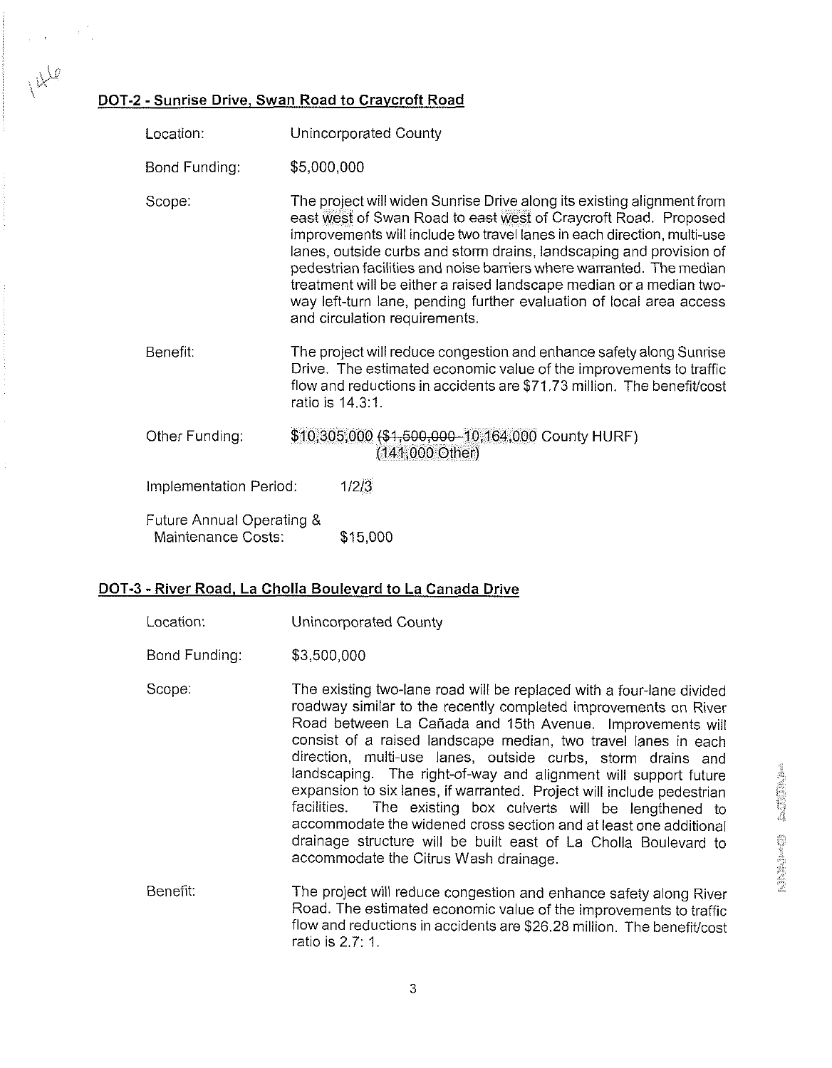## DOT-2 - Sunrise Drive, Swan Road to Craycroft Road

Location: Unincorporated County

Bond Funding: $5,000,000

Scope: The project will widen Sunrise Drive along its existing alignment from ~~east~~ west of Swan Road to ~~east~~ west of Craycroft Road. Proposed improvements will include two travel lanes in each direction, multi-use lanes, outside curbs and storm drains, landscaping and provision of pedestrian facilities and noise barriers where warranted. The median treatment will be either a raised landscape median or a median two-way left-turn lane, pending further evaluation of local area access and circulation requirements.

Benefit: The project will reduce congestion and enhance safety along Sunrise Drive. The estimated economic value of the improvements to traffic flow and reductions in accidents are $71.73 million. The benefit/cost ratio is 14.3:1.

Other Funding: $10,305,000 (~~$1,500,000~~ 10,164,000 County HURF) (141,000 Other)

Implementation Period: 1/2/3

Future Annual Operating & Maintenance Costs: $15,000

## DOT-3 - River Road, La Cholla Boulevard to La Canada Drive

Location: Unincorporated County

Bond Funding: $3,500,000

Scope: The existing two-lane road will be replaced with a four-lane divided roadway similar to the recently completed improvements on River Road between La Cañada and 15th Avenue. Improvements will consist of a raised landscape median, two travel lanes in each direction, multi-use lanes, outside curbs, storm drains and landscaping. The right-of-way and alignment will support future expansion to six lanes, if warranted. Project will include pedestrian facilities. The existing box culverts will be lengthened to accommodate the widened cross section and at least one additional drainage structure will be built east of La Cholla Boulevard to accommodate the Citrus Wash drainage.

Benefit: The project will reduce congestion and enhance safety along River Road. The estimated economic value of the improvements to traffic flow and reductions in accidents are $26.28 million. The benefit/cost ratio is 2.7: 1.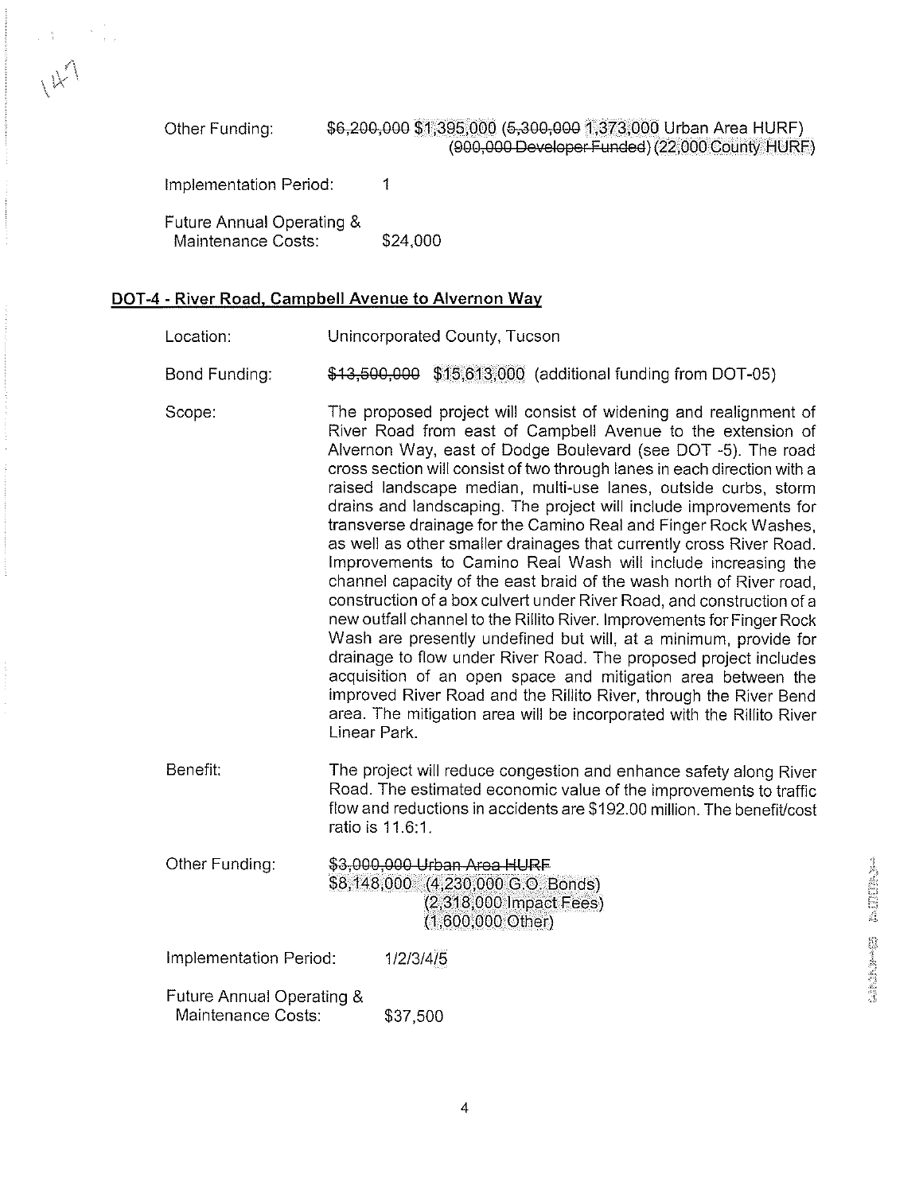Other Funding: ~~$6,200,000~~ $1,395,000 (~~5,300,000~~ 1,373,000 Urban Area HURF) (~~900,000 Developer Funded~~) (22,000 County HURF)

Implementation Period: 1

Future Annual Operating & Maintenance Costs: $24,000

## DOT-4 - River Road, Campbell Avenue to Alvernon Way

Location: Unincorporated County, Tucson

Bond Funding: ~~$13,500,000~~ $15,613,000 (additional funding from DOT-05)

Scope: The proposed project will consist of widening and realignment of River Road from east of Campbell Avenue to the extension of Alvernon Way, east of Dodge Boulevard (see DOT -5). The road cross section will consist of two through lanes in each direction with a raised landscape median, multi-use lanes, outside curbs, storm drains and landscaping. The project will include improvements for transverse drainage for the Camino Real and Finger Rock Washes, as well as other smaller drainages that currently cross River Road. Improvements to Camino Real Wash will include increasing the channel capacity of the east braid of the wash north of River road, construction of a box culvert under River Road, and construction of a new outfall channel to the Rillito River. Improvements for Finger Rock Wash are presently undefined but will, at a minimum, provide for drainage to flow under River Road. The proposed project includes acquisition of an open space and mitigation area between the improved River Road and the Rillito River, through the River Bend area. The mitigation area will be incorporated with the Rillito River Linear Park.

Benefit: The project will reduce congestion and enhance safety along River Road. The estimated economic value of the improvements to traffic flow and reductions in accidents are $192.00 million. The benefit/cost ratio is 11.6:1.

Other Funding: ~~$3,000,000 Urban Area HURF~~
$8,148,000 (4,230,000 G.O. Bonds)
(2,318,000 Impact Fees)
(1,600,000 Other)

Implementation Period: 1/2/3/4/5

Future Annual Operating & Maintenance Costs: $37,500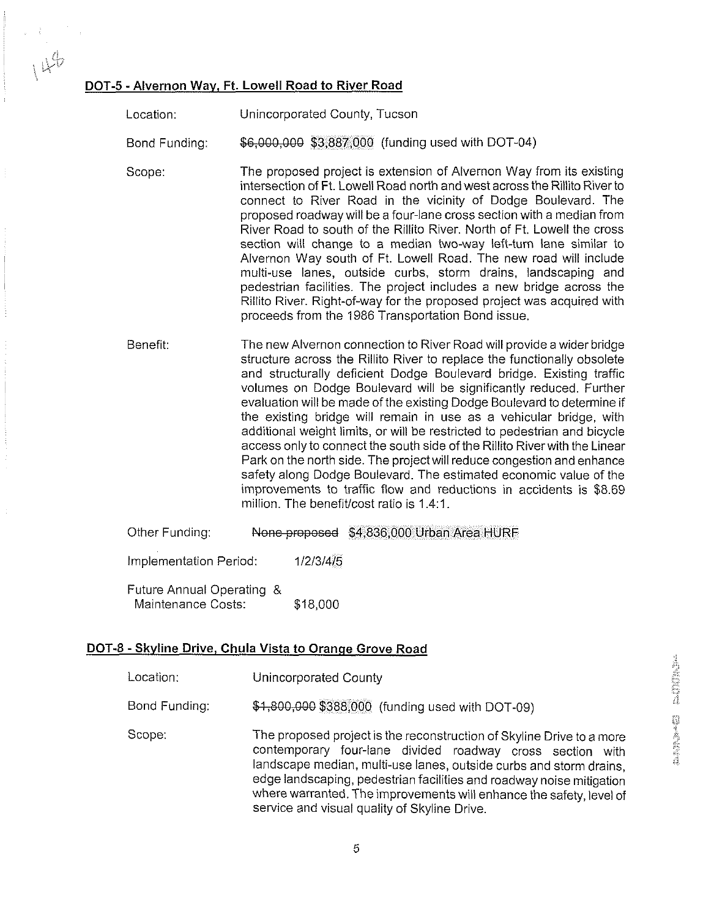## DOT-5 - Alvernon Way, Ft. Lowell Road to River Road

Location: Unincorporated County, Tucson

Bond Funding: ~~$6,000,000~~ $3,887,000 (funding used with DOT-04)

Scope: The proposed project is extension of Alvernon Way from its existing intersection of Ft. Lowell Road north and west across the Rillito River to connect to River Road in the vicinity of Dodge Boulevard. The proposed roadway will be a four-lane cross section with a median from River Road to south of the Rillito River. North of Ft. Lowell the cross section will change to a median two-way left-turn lane similar to Alvernon Way south of Ft. Lowell Road. The new road will include multi-use lanes, outside curbs, storm drains, landscaping and pedestrian facilities. The project includes a new bridge across the Rillito River. Right-of-way for the proposed project was acquired with proceeds from the 1986 Transportation Bond issue.

Benefit: The new Alvernon connection to River Road will provide a wider bridge structure across the Rillito River to replace the functionally obsolete and structurally deficient Dodge Boulevard bridge. Existing traffic volumes on Dodge Boulevard will be significantly reduced. Further evaluation will be made of the existing Dodge Boulevard to determine if the existing bridge will remain in use as a vehicular bridge, with additional weight limits, or will be restricted to pedestrian and bicycle access only to connect the south side of the Rillito River with the Linear Park on the north side. The project will reduce congestion and enhance safety along Dodge Boulevard. The estimated economic value of the improvements to traffic flow and reductions in accidents is $8.69 million. The benefit/cost ratio is 1.4:1.

Other Funding: ~~None proposed~~ $4,836,000 Urban Area HURF

Implementation Period: 1/2/3/4/5

Future Annual Operating & Maintenance Costs: $18,000

## DOT-8 - Skyline Drive, Chula Vista to Orange Grove Road

Location: Unincorporated County

Bond Funding: ~~$1,800,000~~ $388,000 (funding used with DOT-09)

Scope: The proposed project is the reconstruction of Skyline Drive to a more contemporary four-lane divided roadway cross section with landscape median, multi-use lanes, outside curbs and storm drains, edge landscaping, pedestrian facilities and roadway noise mitigation where warranted. The improvements will enhance the safety, level of service and visual quality of Skyline Drive.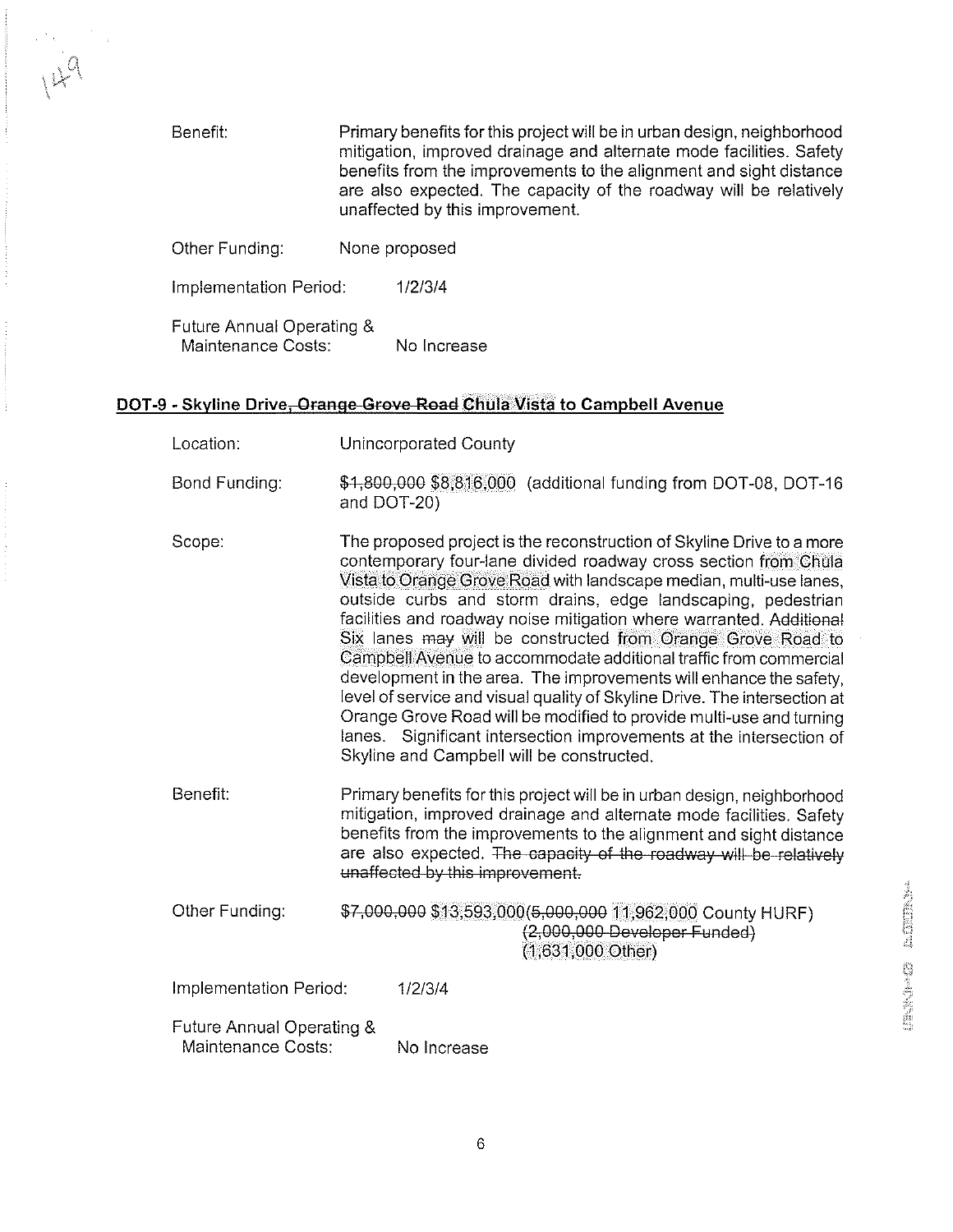Benefit: Primary benefits for this project will be in urban design, neighborhood mitigation, improved drainage and alternate mode facilities. Safety benefits from the improvements to the alignment and sight distance are also expected. The capacity of the roadway will be relatively unaffected by this improvement.

Other Funding: None proposed

Implementation Period: 1/2/3/4

Future Annual Operating & Maintenance Costs: No Increase

## DOT-9 - Skyline Drive, ~~Orange Grove Road~~ Chula Vista to Campbell Avenue

Location: Unincorporated County

Bond Funding: ~~$1,800,000~~ $8,816,000 (additional funding from DOT-08, DOT-16 and DOT-20)

Scope: The proposed project is the reconstruction of Skyline Drive to a more contemporary four-lane divided roadway cross section from Chula Vista to Orange Grove Road with landscape median, multi-use lanes, outside curbs and storm drains, edge landscaping, pedestrian facilities and roadway noise mitigation where warranted. ~~Additional~~ Six lanes ~~may~~ will be constructed from Orange Grove Road to Campbell Avenue to accommodate additional traffic from commercial development in the area. The improvements will enhance the safety, level of service and visual quality of Skyline Drive. The intersection at Orange Grove Road will be modified to provide multi-use and turning lanes. Significant intersection improvements at the intersection of Skyline and Campbell will be constructed.

Benefit: Primary benefits for this project will be in urban design, neighborhood mitigation, improved drainage and alternate mode facilities. Safety benefits from the improvements to the alignment and sight distance are also expected. ~~The capacity of the roadway will be relatively unaffected by this improvement.~~

Other Funding: ~~$7,000,000~~ $13,593,000(~~5,000,000~~ 11,962,000 County HURF)
~~(2,000,000 Developer Funded)~~
(1,631,000 Other)

Implementation Period: 1/2/3/4

Future Annual Operating & Maintenance Costs: No Increase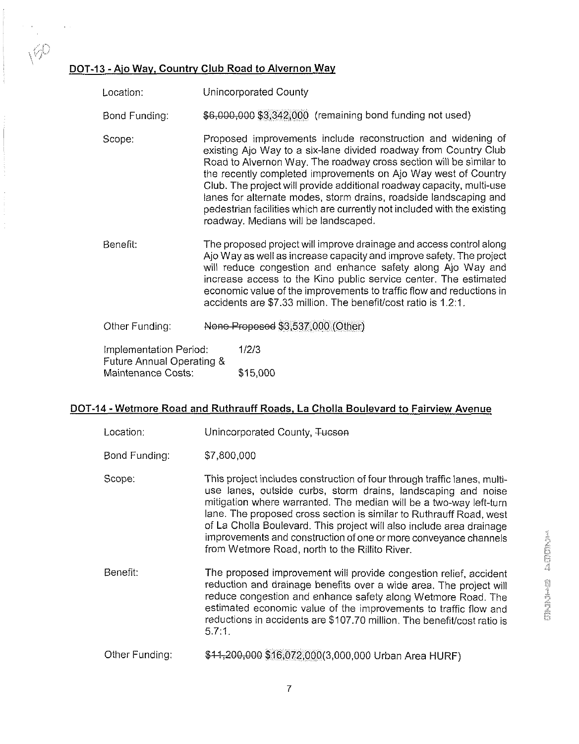## DOT-13 - Ajo Way, Country Club Road to Alvernon Way

Location: Unincorporated County

Bond Funding: ~~$6,000,000~~ $3,342,000 (remaining bond funding not used)

Scope: Proposed improvements include reconstruction and widening of existing Ajo Way to a six-lane divided roadway from Country Club Road to Alvernon Way. The roadway cross section will be similar to the recently completed improvements on Ajo Way west of Country Club. The project will provide additional roadway capacity, multi-use lanes for alternate modes, storm drains, roadside landscaping and pedestrian facilities which are currently not included with the existing roadway. Medians will be landscaped.

Benefit: The proposed project will improve drainage and access control along Ajo Way as well as increase capacity and improve safety. The project will reduce congestion and enhance safety along Ajo Way and increase access to the Kino public service center. The estimated economic value of the improvements to traffic flow and reductions in accidents are $7.33 million. The benefit/cost ratio is 1.2:1.

Other Funding: ~~None Proposed~~ $3,537,000 (Other)

Implementation Period: 1/2/3

Future Annual Operating & Maintenance Costs: $15,000

## DOT-14 - Wetmore Road and Ruthrauff Roads, La Cholla Boulevard to Fairview Avenue

Location: Unincorporated County, ~~Tucson~~

Bond Funding: $7,800,000

Scope: This project includes construction of four through traffic lanes, multi-use lanes, outside curbs, storm drains, landscaping and noise mitigation where warranted. The median will be a two-way left-turn lane. The proposed cross section is similar to Ruthrauff Road, west of La Cholla Boulevard. This project will also include area drainage improvements and construction of one or more conveyance channels from Wetmore Road, north to the Rillito River.

Benefit: The proposed improvement will provide congestion relief, accident reduction and drainage benefits over a wide area. The project will reduce congestion and enhance safety along Wetmore Road. The estimated economic value of the improvements to traffic flow and reductions in accidents are $107.70 million. The benefit/cost ratio is 5.7:1.

Other Funding: ~~$11,200,000~~ $16,072,000(3,000,000 Urban Area HURF)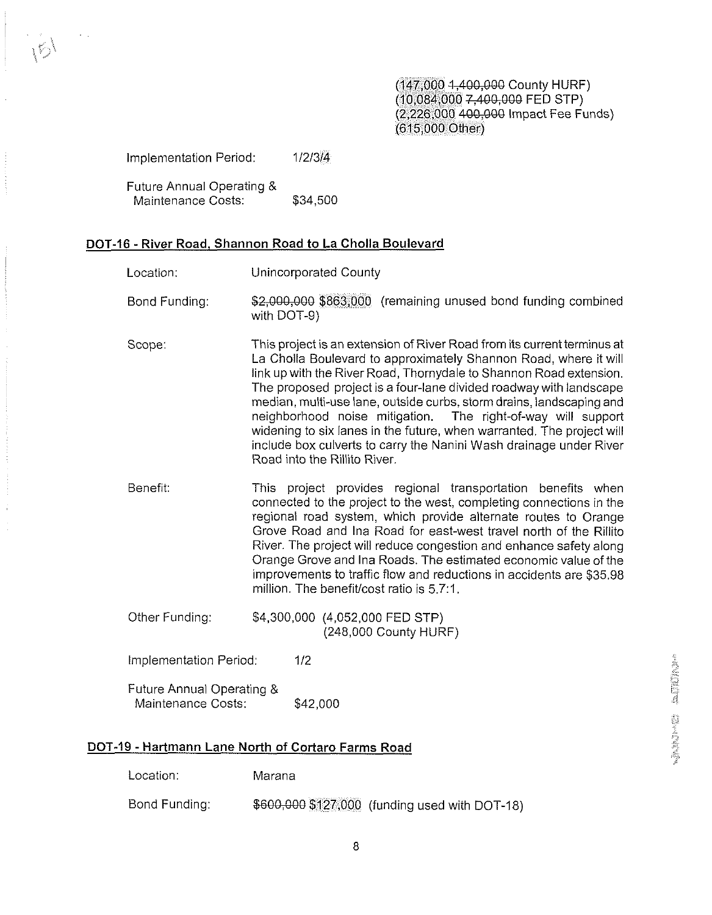(147,000 ~~1,400,000~~ County HURF)
(10,084,000 ~~7,400,000~~ FED STP)
(2,226,000 ~~400,000~~ Impact Fee Funds)
(615,000 Other)

Implementation Period: 1/2/3/4

Future Annual Operating & Maintenance Costs: $34,500

## DOT-16 - River Road, Shannon Road to La Cholla Boulevard

Location: Unincorporated County

Bond Funding: ~~$2,000,000~~ $863,000 (remaining unused bond funding combined with DOT-9)

Scope: This project is an extension of River Road from its current terminus at La Cholla Boulevard to approximately Shannon Road, where it will link up with the River Road, Thornydale to Shannon Road extension. The proposed project is a four-lane divided roadway with landscape median, multi-use lane, outside curbs, storm drains, landscaping and neighborhood noise mitigation. The right-of-way will support widening to six lanes in the future, when warranted. The project will include box culverts to carry the Nanini Wash drainage under River Road into the Rillito River.

Benefit: This project provides regional transportation benefits when connected to the project to the west, completing connections in the regional road system, which provide alternate routes to Orange Grove Road and Ina Road for east-west travel north of the Rillito River. The project will reduce congestion and enhance safety along Orange Grove and Ina Roads. The estimated economic value of the improvements to traffic flow and reductions in accidents are $35.98 million. The benefit/cost ratio is 5.7:1.

Other Funding: $4,300,000 (4,052,000 FED STP)
(248,000 County HURF)

Implementation Period: 1/2

Future Annual Operating & Maintenance Costs: $42,000

## DOT-19 - Hartmann Lane North of Cortaro Farms Road

Location: Marana

Bond Funding: ~~$600,000~~ $127,000 (funding used with DOT-18)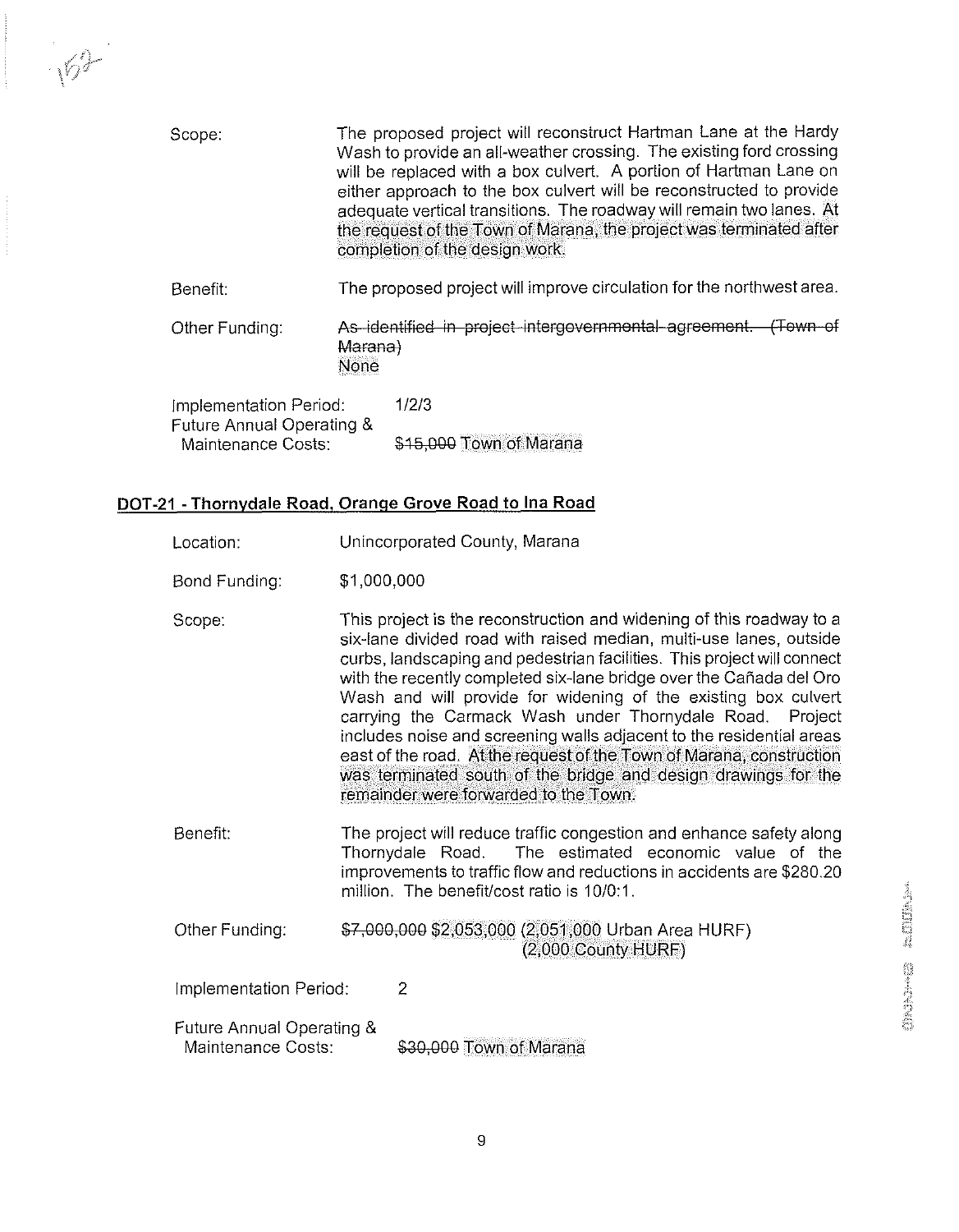Scope: The proposed project will reconstruct Hartman Lane at the Hardy Wash to provide an all-weather crossing. The existing ford crossing will be replaced with a box culvert. A portion of Hartman Lane on either approach to the box culvert will be reconstructed to provide adequate vertical transitions. The roadway will remain two lanes. At the request of the Town of Marana, the project was terminated after completion of the design work.

Benefit: The proposed project will improve circulation for the northwest area.

Other Funding: ~~As identified in project intergovernmental agreement. (Town of Marana)~~ None

Implementation Period: 1/2/3

Future Annual Operating & Maintenance Costs: ~~$15,000~~ Town of Marana

## DOT-21 - Thornydale Road, Orange Grove Road to Ina Road

Location: Unincorporated County, Marana

Bond Funding: $1,000,000

Scope: This project is the reconstruction and widening of this roadway to a six-lane divided road with raised median, multi-use lanes, outside curbs, landscaping and pedestrian facilities. This project will connect with the recently completed six-lane bridge over the Cañada del Oro Wash and will provide for widening of the existing box culvert carrying the Carmack Wash under Thornydale Road. Project includes noise and screening walls adjacent to the residential areas east of the road. At the request of the Town of Marana, construction was terminated south of the bridge and design drawings for the remainder were forwarded to the Town.

Benefit: The project will reduce traffic congestion and enhance safety along Thornydale Road. The estimated economic value of the improvements to traffic flow and reductions in accidents are $280.20 million. The benefit/cost ratio is 10/0:1.

Other Funding: ~~$7,000,000~~ $2,053,000 (2,051,000 Urban Area HURF) (2,000 County HURF)

Implementation Period: 2

Future Annual Operating & Maintenance Costs: ~~$30,000~~ Town of Marana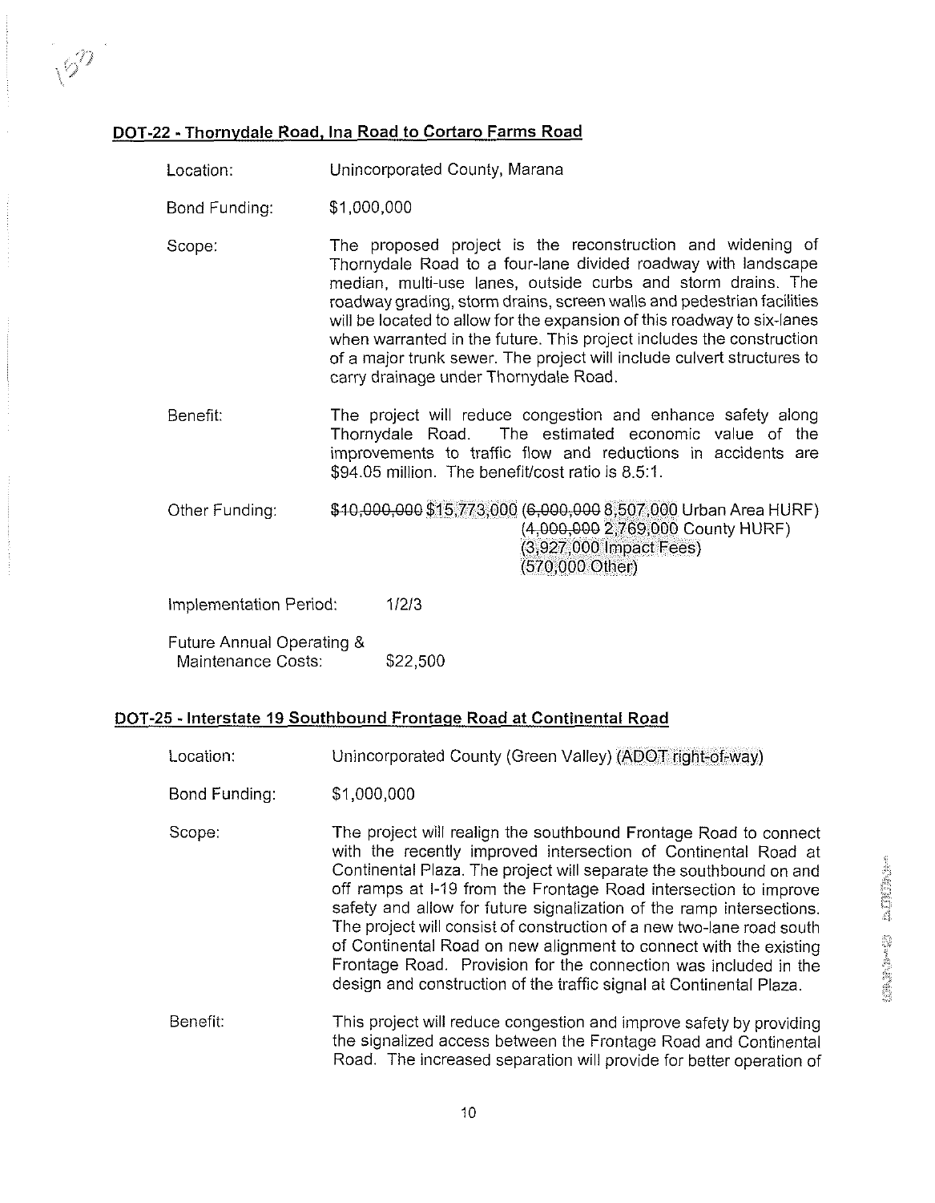## DOT-22 - Thornydale Road, Ina Road to Cortaro Farms Road

Location: Unincorporated County, Marana

Bond Funding: $1,000,000

Scope: The proposed project is the reconstruction and widening of Thornydale Road to a four-lane divided roadway with landscape median, multi-use lanes, outside curbs and storm drains. The roadway grading, storm drains, screen walls and pedestrian facilities will be located to allow for the expansion of this roadway to six-lanes when warranted in the future. This project includes the construction of a major trunk sewer. The project will include culvert structures to carry drainage under Thornydale Road.

Benefit: The project will reduce congestion and enhance safety along Thornydale Road. The estimated economic value of the improvements to traffic flow and reductions in accidents are $94.05 million. The benefit/cost ratio is 8.5:1.

Other Funding: ~~$10,000,000~~ $15,773,000 (~~6,000,000~~ 8,507,000 Urban Area HURF)
(~~4,000,000~~ 2,769,000 County HURF)
(3,927,000 Impact Fees)
(570,000 Other)

Implementation Period: 1/2/3

Future Annual Operating & Maintenance Costs: $22,500

## DOT-25 - Interstate 19 Southbound Frontage Road at Continental Road

Location: Unincorporated County (Green Valley) (ADOT right-of-way)

Bond Funding: $1,000,000

Scope: The project will realign the southbound Frontage Road to connect with the recently improved intersection of Continental Road at Continental Plaza. The project will separate the southbound on and off ramps at I-19 from the Frontage Road intersection to improve safety and allow for future signalization of the ramp intersections. The project will consist of construction of a new two-lane road south of Continental Road on new alignment to connect with the existing Frontage Road. Provision for the connection was included in the design and construction of the traffic signal at Continental Plaza.

Benefit: This project will reduce congestion and improve safety by providing the signalized access between the Frontage Road and Continental Road. The increased separation will provide for better operation of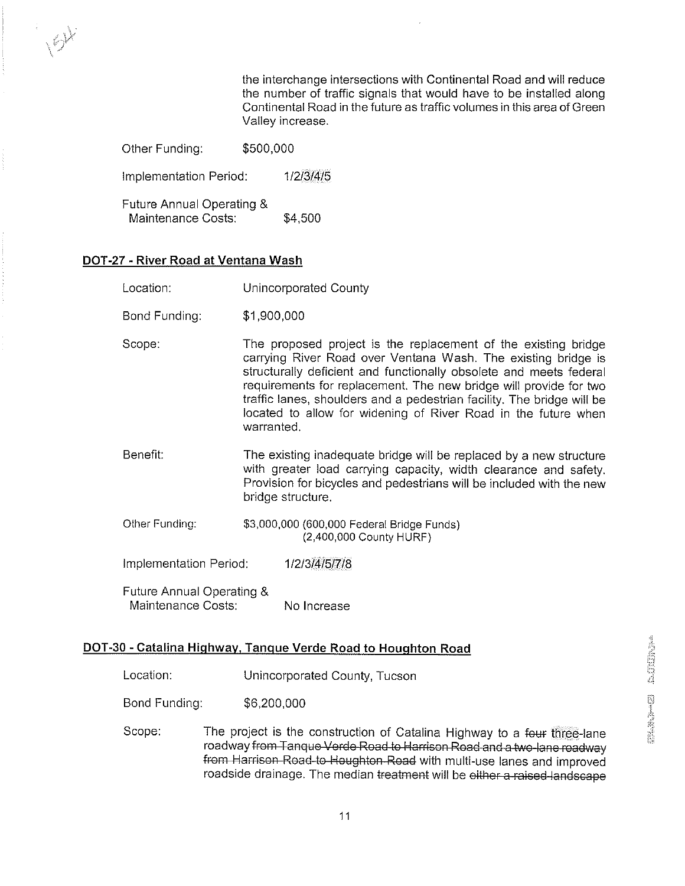the interchange intersections with Continental Road and will reduce the number of traffic signals that would have to be installed along Continental Road in the future as traffic volumes in this area of Green Valley increase.

Other Funding: $500,000

Implementation Period: 1/2/3/4/5

Future Annual Operating & Maintenance Costs: $4,500

## DOT-27 - River Road at Ventana Wash

Location: Unincorporated County

Bond Funding: $1,900,000

Scope: The proposed project is the replacement of the existing bridge carrying River Road over Ventana Wash. The existing bridge is structurally deficient and functionally obsolete and meets federal requirements for replacement. The new bridge will provide for two traffic lanes, shoulders and a pedestrian facility. The bridge will be located to allow for widening of River Road in the future when warranted.

Benefit: The existing inadequate bridge will be replaced by a new structure with greater load carrying capacity, width clearance and safety. Provision for bicycles and pedestrians will be included with the new bridge structure.

Other Funding: $3,000,000 (600,000 Federal Bridge Funds) (2,400,000 County HURF)

Implementation Period: 1/2/3/4/5/7/8

Future Annual Operating & Maintenance Costs: No Increase

## DOT-30 - Catalina Highway, Tanque Verde Road to Houghton Road

Location: Unincorporated County, Tucson

Bond Funding: $6,200,000

Scope: The project is the construction of Catalina Highway to a ~~four~~ three-lane roadway ~~from Tanque Verde Road to Harrison Road and a two-lane roadway from Harrison Road to Houghton Road~~ with multi-use lanes and improved roadside drainage. The median ~~treatment~~ will be ~~either a raised landscape~~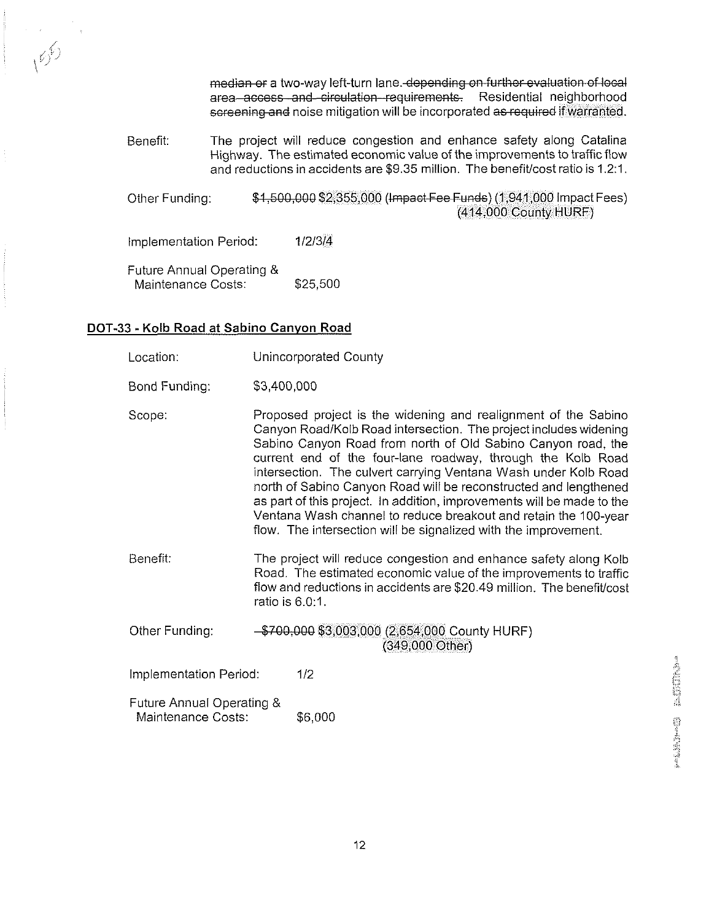median or a two-way left-turn lane. ~~depending on further evaluation of local area access and circulation requirements.~~ Residential neighborhood ~~screening and~~ noise mitigation will be incorporated ~~as required~~ if warranted.

Benefit: The project will reduce congestion and enhance safety along Catalina Highway. The estimated economic value of the improvements to traffic flow and reductions in accidents are $9.35 million. The benefit/cost ratio is 1.2:1.

Other Funding: ~~$1,500,000~~ $2,355,000 ~~(Impact Fee Funds)~~ (1,941,000 Impact Fees) (414,000 County HURF)

Implementation Period: 1/2/3/4

Future Annual Operating & Maintenance Costs: $25,500

## DOT-33 - Kolb Road at Sabino Canyon Road

Location: Unincorporated County

Bond Funding: $3,400,000

Scope: Proposed project is the widening and realignment of the Sabino Canyon Road/Kolb Road intersection. The project includes widening Sabino Canyon Road from north of Old Sabino Canyon road, the current end of the four-lane roadway, through the Kolb Road intersection. The culvert carrying Ventana Wash under Kolb Road north of Sabino Canyon Road will be reconstructed and lengthened as part of this project. In addition, improvements will be made to the Ventana Wash channel to reduce breakout and retain the 100-year flow. The intersection will be signalized with the improvement.

Benefit: The project will reduce congestion and enhance safety along Kolb Road. The estimated economic value of the improvements to traffic flow and reductions in accidents are $20.49 million. The benefit/cost ratio is 6.0:1.

Other Funding: ~~$700,000~~ $3,003,000 (2,654,000 County HURF) (349,000 Other)

Implementation Period: 1/2

Future Annual Operating & Maintenance Costs: $6,000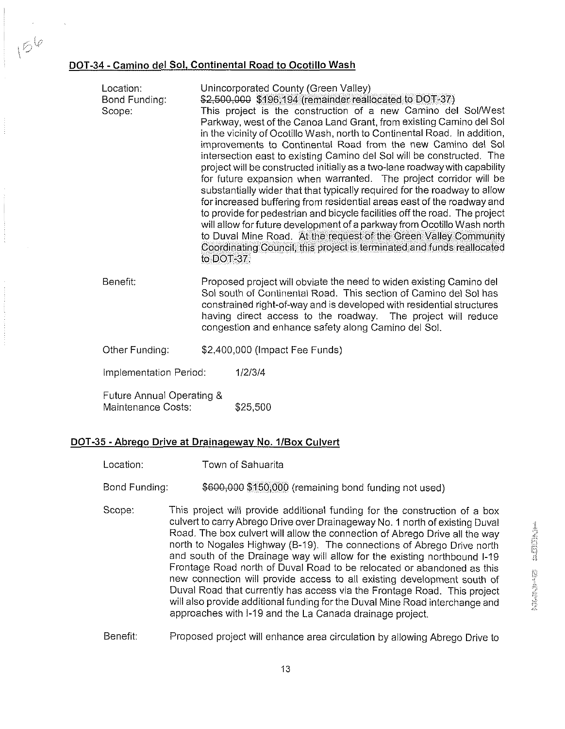## DOT-34 - Camino del Sol, Continental Road to Ocotillo Wash

Location: Unincorporated County (Green Valley)

Bond Funding: ~~$2,500,000~~ $196,194 (remainder reallocated to DOT-37)

Scope: This project is the construction of a new Camino del Sol/West Parkway, west of the Canoa Land Grant, from existing Camino del Sol in the vicinity of Ocotillo Wash, north to Continental Road. In addition, improvements to Continental Road from the new Camino del Sol intersection east to existing Camino del Sol will be constructed. The project will be constructed initially as a two-lane roadway with capability for future expansion when warranted. The project corridor will be substantially wider that that typically required for the roadway to allow for increased buffering from residential areas east of the roadway and to provide for pedestrian and bicycle facilities off the road. The project will allow for future development of a parkway from Ocotillo Wash north to Duval Mine Road. At the request of the Green Valley Community Coordinating Council, this project is terminated and funds reallocated to DOT-37.

Benefit: Proposed project will obviate the need to widen existing Camino del Sol south of Continental Road. This section of Camino del Sol has constrained right-of-way and is developed with residential structures having direct access to the roadway. The project will reduce congestion and enhance safety along Camino del Sol.

Other Funding: $2,400,000 (Impact Fee Funds)

Implementation Period: 1/2/3/4

Future Annual Operating & Maintenance Costs: $25,500

## DOT-35 - Abrego Drive at Drainageway No. 1/Box Culvert

Location: Town of Sahuarita

Bond Funding: ~~$600,000~~ $150,000 (remaining bond funding not used)

Scope: This project will provide additional funding for the construction of a box culvert to carry Abrego Drive over Drainageway No. 1 north of existing Duval Road. The box culvert will allow the connection of Abrego Drive all the way north to Nogales Highway (B-19). The connections of Abrego Drive north and south of the Drainage way will allow for the existing northbound I-19 Frontage Road north of Duval Road to be relocated or abandoned as this new connection will provide access to all existing development south of Duval Road that currently has access via the Frontage Road. This project will also provide additional funding for the Duval Mine Road interchange and approaches with I-19 and the La Canada drainage project.

Benefit: Proposed project will enhance area circulation by allowing Abrego Drive to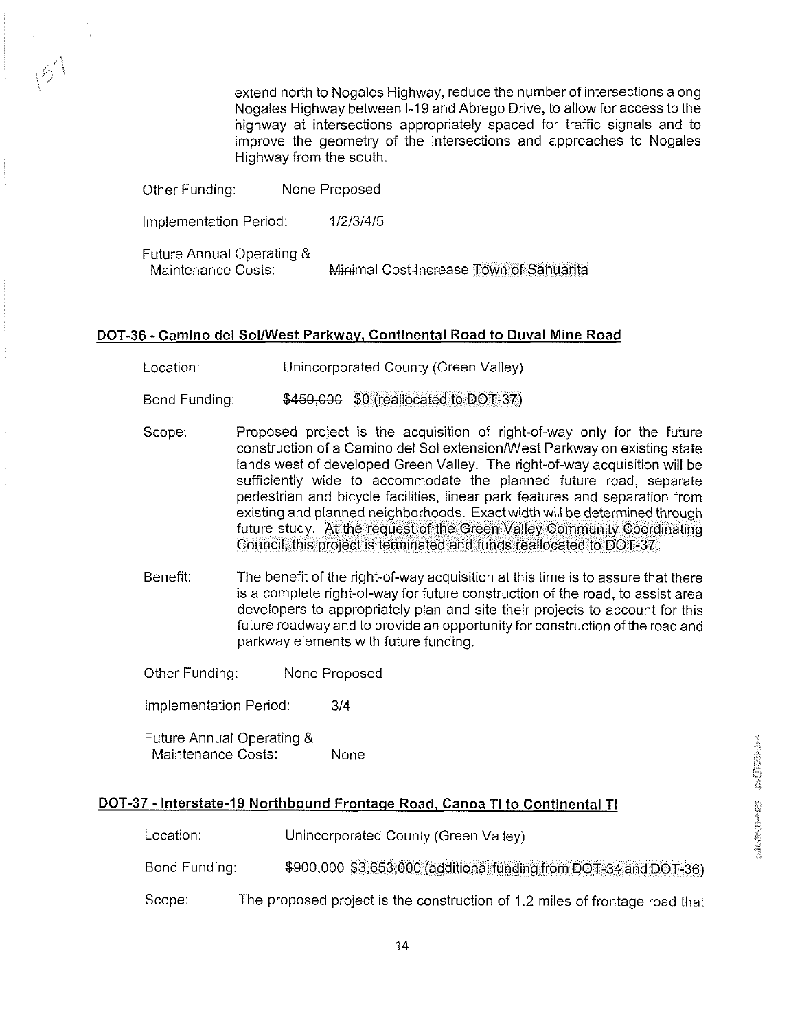extend north to Nogales Highway, reduce the number of intersections along Nogales Highway between I-19 and Abrego Drive, to allow for access to the highway at intersections appropriately spaced for traffic signals and to improve the geometry of the intersections and approaches to Nogales Highway from the south.

Other Funding: None Proposed

Implementation Period: 1/2/3/4/5

Future Annual Operating & Maintenance Costs: ~~Minimal Cost Increase~~ Town of Sahuarita

## DOT-36 - Camino del Sol/West Parkway, Continental Road to Duval Mine Road

Location: Unincorporated County (Green Valley)

Bond Funding: ~~$450,000~~ $0 (reallocated to DOT-37)

Scope: Proposed project is the acquisition of right-of-way only for the future construction of a Camino del Sol extension/West Parkway on existing state lands west of developed Green Valley. The right-of-way acquisition will be sufficiently wide to accommodate the planned future road, separate pedestrian and bicycle facilities, linear park features and separation from existing and planned neighborhoods. Exact width will be determined through future study. At the request of the Green Valley Community Coordinating Council, this project is terminated and funds reallocated to DOT-37.

Benefit: The benefit of the right-of-way acquisition at this time is to assure that there is a complete right-of-way for future construction of the road, to assist area developers to appropriately plan and site their projects to account for this future roadway and to provide an opportunity for construction of the road and parkway elements with future funding.

Other Funding: None Proposed

Implementation Period: 3/4

Future Annual Operating & Maintenance Costs: None

## DOT-37 - Interstate-19 Northbound Frontage Road, Canoa TI to Continental TI

Location: Unincorporated County (Green Valley)

Bond Funding: ~~$900,000~~ $3,653,000 (additional funding from DOT-34 and DOT-36)

Scope: The proposed project is the construction of 1.2 miles of frontage road that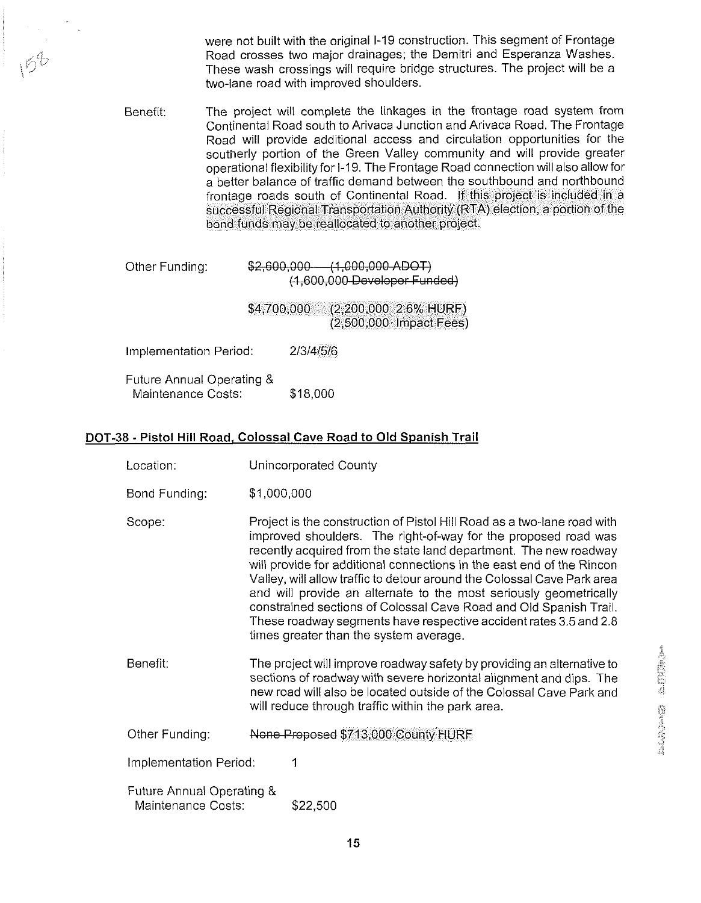were not built with the original I-19 construction. This segment of Frontage Road crosses two major drainages; the Demitri and Esperanza Washes. These wash crossings will require bridge structures. The project will be a two-lane road with improved shoulders.

Benefit: The project will complete the linkages in the frontage road system from Continental Road south to Arivaca Junction and Arivaca Road. The Frontage Road will provide additional access and circulation opportunities for the southerly portion of the Green Valley community and will provide greater operational flexibility for I-19. The Frontage Road connection will also allow for a better balance of traffic demand between the southbound and northbound frontage roads south of Continental Road. If this project is included in a successful Regional Transportation Authority (RTA) election, a portion of the bond funds may be reallocated to another project.

Other Funding: ~~$2,600,000 (1,000,000 ADOT)~~
~~(1,600,000 Developer Funded)~~

$4,700,000 (2,200,000 2.6% HURF)
(2,500,000 Impact Fees)

Implementation Period: 2/3/4/5/6

Future Annual Operating & Maintenance Costs: $18,000

## DOT-38 - Pistol Hill Road, Colossal Cave Road to Old Spanish Trail

Location: Unincorporated County

Bond Funding: $1,000,000

Scope: Project is the construction of Pistol Hill Road as a two-lane road with improved shoulders. The right-of-way for the proposed road was recently acquired from the state land department. The new roadway will provide for additional connections in the east end of the Rincon Valley, will allow traffic to detour around the Colossal Cave Park area and will provide an alternate to the most seriously geometrically constrained sections of Colossal Cave Road and Old Spanish Trail. These roadway segments have respective accident rates 3.5 and 2.8 times greater than the system average.

Benefit: The project will improve roadway safety by providing an alternative to sections of roadway with severe horizontal alignment and dips. The new road will also be located outside of the Colossal Cave Park and will reduce through traffic within the park area.

Other Funding: ~~None Proposed~~ $713,000 County HURF

Implementation Period: 1

Future Annual Operating & Maintenance Costs: $22,500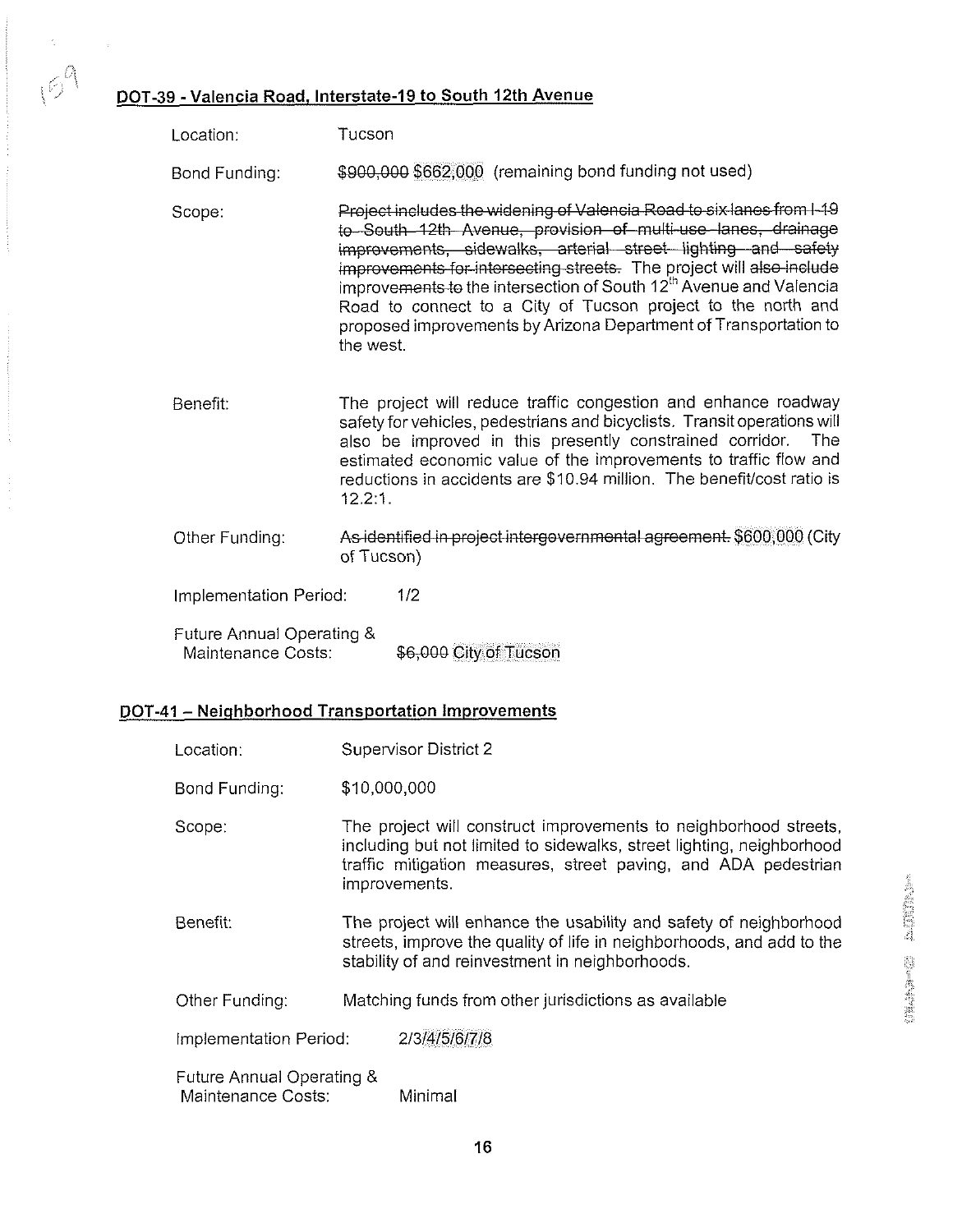## DOT-39 - Valencia Road, Interstate-19 to South 12th Avenue

Location: Tucson

Bond Funding: ~~$900,000~~ $662,000 (remaining bond funding not used)

Scope: ~~Project includes the widening of Valencia Road to six lanes from I-19 to South 12th Avenue, provision of multi-use lanes, drainage improvements, sidewalks, arterial street lighting and safety improvements for intersecting streets.~~ The project will ~~also include~~ improve~~ments to~~ the intersection of South 12[th] Avenue and Valencia Road to connect to a City of Tucson project to the north and proposed improvements by Arizona Department of Transportation to the west.

Benefit: The project will reduce traffic congestion and enhance roadway safety for vehicles, pedestrians and bicyclists. Transit operations will also be improved in this presently constrained corridor. The estimated economic value of the improvements to traffic flow and reductions in accidents are $10.94 million. The benefit/cost ratio is 12.2:1.

Other Funding: ~~As identified in project intergovernmental agreement.~~ $600,000 (City of Tucson)

Implementation Period: 1/2

Future Annual Operating & Maintenance Costs: ~~$6,000~~ City of Tucson

## DOT-41 – Neighborhood Transportation Improvements

Location: Supervisor District 2

Bond Funding: $10,000,000

Scope: The project will construct improvements to neighborhood streets, including but not limited to sidewalks, street lighting, neighborhood traffic mitigation measures, street paving, and ADA pedestrian improvements.

Benefit: The project will enhance the usability and safety of neighborhood streets, improve the quality of life in neighborhoods, and add to the stability of and reinvestment in neighborhoods.

Other Funding: Matching funds from other jurisdictions as available

Implementation Period: 2/3/4/5/6/7/8

Future Annual Operating & Maintenance Costs: Minimal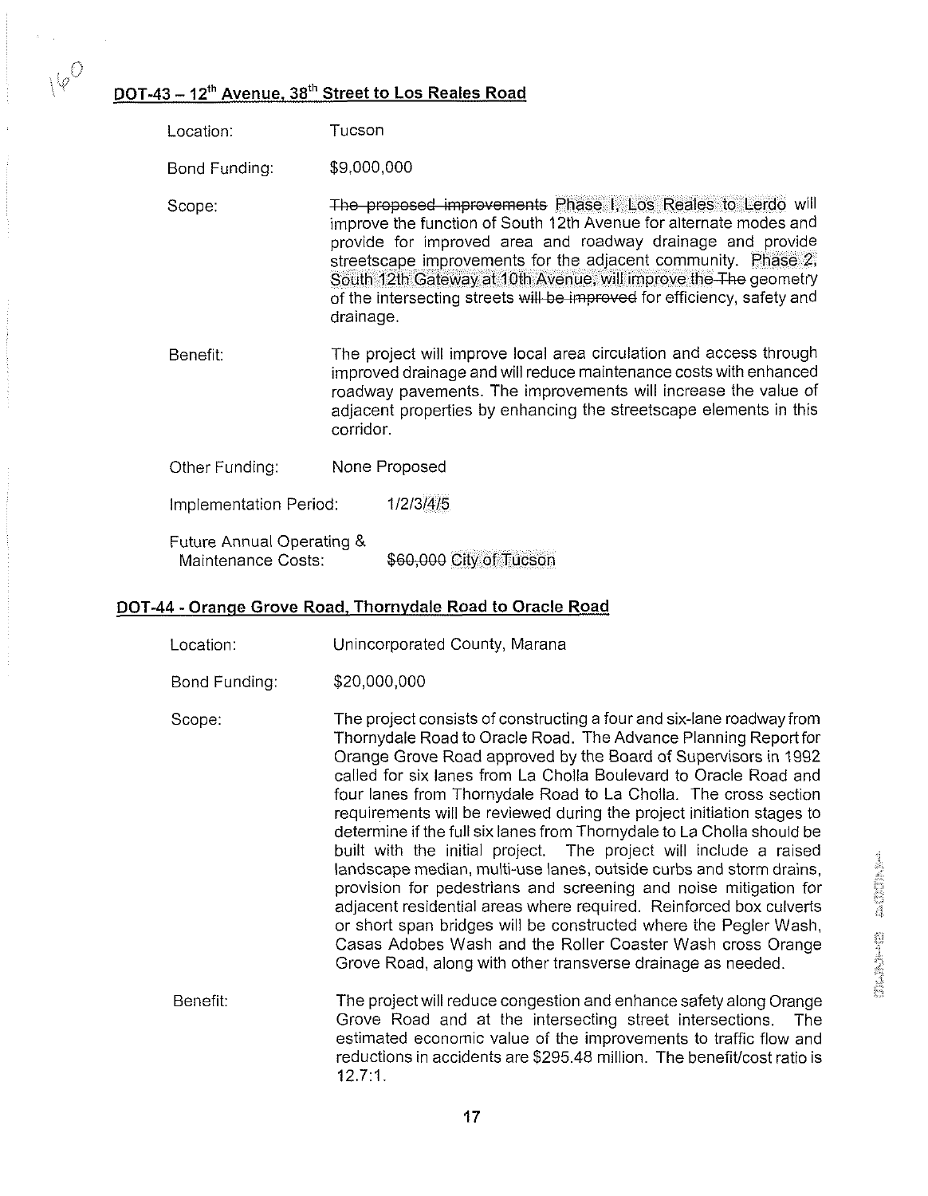## DOT-43 – 12th Avenue, 38th Street to Los Reales Road

Location: Tucson

Bond Funding: $9,000,000

Scope: ~~The proposed improvements~~ Phase I, Los Reales to Lerdo will improve the function of South 12th Avenue for alternate modes and provide for improved area and roadway drainage and provide streetscape improvements for the adjacent community. Phase 2, South 12th Gateway at 10th Avenue, will improve the ~~The~~ geometry of the intersecting streets ~~will be improved~~ for efficiency, safety and drainage.

Benefit: The project will improve local area circulation and access through improved drainage and will reduce maintenance costs with enhanced roadway pavements. The improvements will increase the value of adjacent properties by enhancing the streetscape elements in this corridor.

Other Funding: None Proposed

Implementation Period: 1/2/3/4/5

Future Annual Operating & Maintenance Costs: ~~$60,000~~ City of Tucson

## DOT-44 - Orange Grove Road, Thornydale Road to Oracle Road

Location: Unincorporated County, Marana

Bond Funding: $20,000,000

Scope: The project consists of constructing a four and six-lane roadway from Thornydale Road to Oracle Road. The Advance Planning Report for Orange Grove Road approved by the Board of Supervisors in 1992 called for six lanes from La Cholla Boulevard to Oracle Road and four lanes from Thornydale Road to La Cholla. The cross section requirements will be reviewed during the project initiation stages to determine if the full six lanes from Thornydale to La Cholla should be built with the initial project. The project will include a raised landscape median, multi-use lanes, outside curbs and storm drains, provision for pedestrians and screening and noise mitigation for adjacent residential areas where required. Reinforced box culverts or short span bridges will be constructed where the Pegler Wash, Casas Adobes Wash and the Roller Coaster Wash cross Orange Grove Road, along with other transverse drainage as needed.

Benefit: The project will reduce congestion and enhance safety along Orange Grove Road and at the intersecting street intersections. The estimated economic value of the improvements to traffic flow and reductions in accidents are $295.48 million. The benefit/cost ratio is 12.7:1.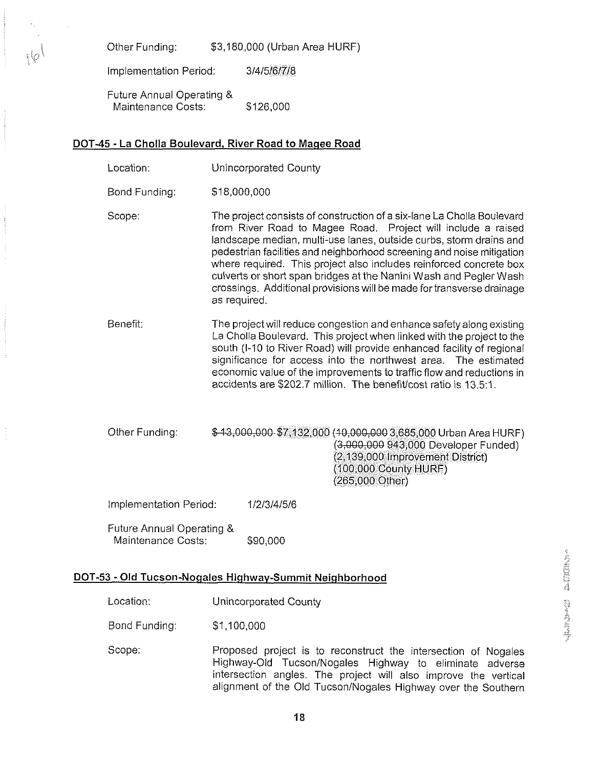Other Funding: $3,180,000 (Urban Area HURF)

Implementation Period: 3/4/5/6/7/8

Future Annual Operating & Maintenance Costs: $126,000

## DOT-45 - La Cholla Boulevard, River Road to Magee Road

Location: Unincorporated County

Bond Funding: $18,000,000

Scope: The project consists of construction of a six-lane La Cholla Boulevard from River Road to Magee Road. Project will include a raised landscape median, multi-use lanes, outside curbs, storm drains and pedestrian facilities and neighborhood screening and noise mitigation where required. This project also includes reinforced concrete box culverts or short span bridges at the Nanini Wash and Pegler Wash crossings. Additional provisions will be made for transverse drainage as required.

Benefit: The project will reduce congestion and enhance safety along existing La Cholla Boulevard. This project when linked with the project to the south (I-10 to River Road) will provide enhanced facility of regional significance for access into the northwest area. The estimated economic value of the improvements to traffic flow and reductions in accidents are $202.7 million. The benefit/cost ratio is 13.5:1.

Other Funding: ~~$13,000,000~~ $7,132,000 (~~10,000,000~~ 3,685,000 Urban Area HURF)
(~~3,000,000~~ 943,000 Developer Funded)
(2,139,000 Improvement District)
(100,000 County HURF)
(265,000 Other)

Implementation Period: 1/2/3/4/5/6

Future Annual Operating & Maintenance Costs: $90,000

## DOT-53 - Old Tucson-Nogales Highway-Summit Neighborhood

Location: Unincorporated County

Bond Funding: $1,100,000

Scope: Proposed project is to reconstruct the intersection of Nogales Highway-Old Tucson/Nogales Highway to eliminate adverse intersection angles. The project will also improve the vertical alignment of the Old Tucson/Nogales Highway over the Southern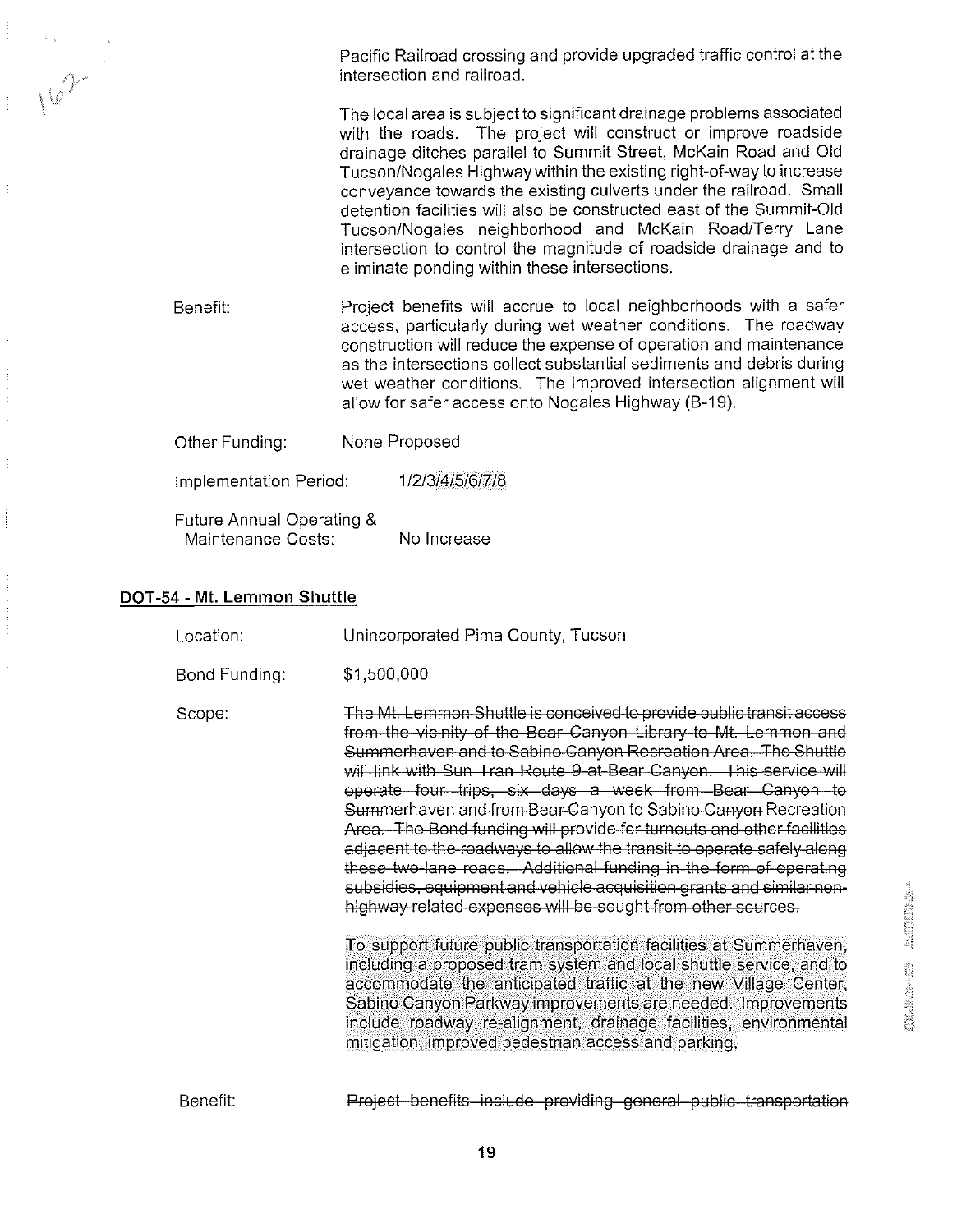Pacific Railroad crossing and provide upgraded traffic control at the intersection and railroad.

The local area is subject to significant drainage problems associated with the roads. The project will construct or improve roadside drainage ditches parallel to Summit Street, McKain Road and Old Tucson/Nogales Highway within the existing right-of-way to increase conveyance towards the existing culverts under the railroad. Small detention facilities will also be constructed east of the Summit-Old Tucson/Nogales neighborhood and McKain Road/Terry Lane intersection to control the magnitude of roadside drainage and to eliminate ponding within these intersections.

Benefit: Project benefits will accrue to local neighborhoods with a safer access, particularly during wet weather conditions. The roadway construction will reduce the expense of operation and maintenance as the intersections collect substantial sediments and debris during wet weather conditions. The improved intersection alignment will allow for safer access onto Nogales Highway (B-19).

Other Funding: None Proposed

Implementation Period: 1/2/3/4/5/6/7/8

Future Annual Operating & Maintenance Costs: No Increase

## DOT-54 - Mt. Lemmon Shuttle

Location: Unincorporated Pima County, Tucson

Bond Funding: $1,500,000

Scope: ~~The Mt. Lemmon Shuttle is conceived to provide public transit access from the vicinity of the Bear Canyon Library to Mt. Lemmon and Summerhaven and to Sabino Canyon Recreation Area. The Shuttle will link with Sun Tran Route 9 at Bear Canyon. This service will operate four trips, six days a week from Bear Canyon to Summerhaven and from Bear Canyon to Sabino Canyon Recreation Area. The Bond funding will provide for turnouts and other facilities adjacent to the roadways to allow the transit to operate safely along these two-lane roads. Additional funding in the form of operating subsidies, equipment and vehicle acquisition grants and similar non-highway related expenses will be sought from other sources.~~

To support future public transportation facilities at Summerhaven, including a proposed tram system and local shuttle service, and to accommodate the anticipated traffic at the new Village Center, Sabino Canyon Parkway improvements are needed. Improvements include roadway re-alignment, drainage facilities, environmental mitigation, improved pedestrian access and parking.

Benefit: ~~Project benefits include providing general public transportation~~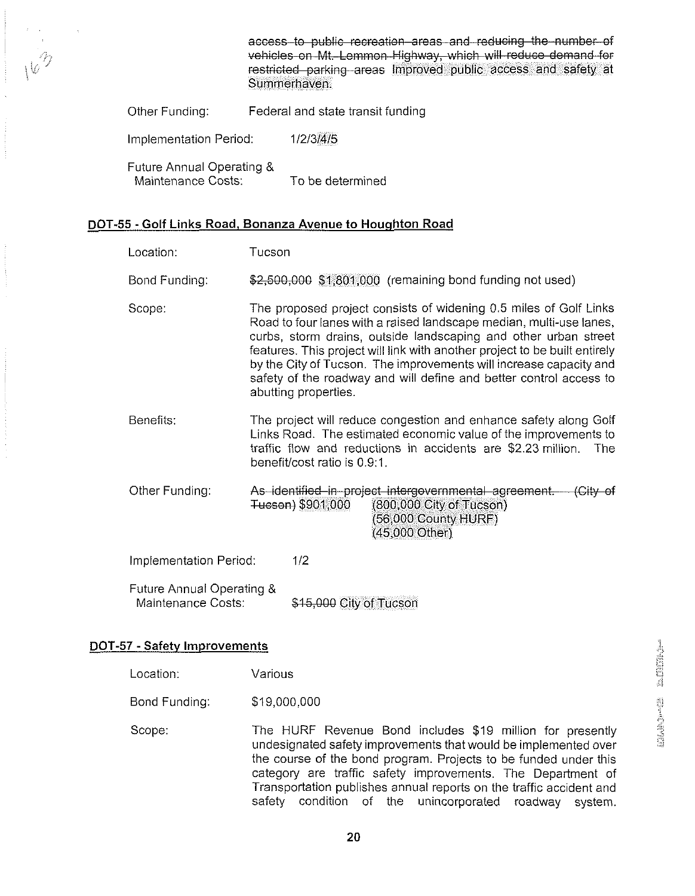~~access to public recreation areas and reducing the number of vehicles on Mt. Lemmon Highway, which will reduce demand for restricted parking areas~~ Improved public access and safety at Summerhaven.

Other Funding: Federal and state transit funding

Implementation Period: 1/2/3/4/5

Future Annual Operating & Maintenance Costs: To be determined

## DOT-55 - Golf Links Road, Bonanza Avenue to Houghton Road

Location: Tucson

Bond Funding: ~~$2,500,000~~ $1,801,000 (remaining bond funding not used)

Scope: The proposed project consists of widening 0.5 miles of Golf Links Road to four lanes with a raised landscape median, multi-use lanes, curbs, storm drains, outside landscaping and other urban street features. This project will link with another project to be built entirely by the City of Tucson. The improvements will increase capacity and safety of the roadway and will define and better control access to abutting properties.

Benefits: The project will reduce congestion and enhance safety along Golf Links Road. The estimated economic value of the improvements to traffic flow and reductions in accidents are $2.23 million. The benefit/cost ratio is 0.9:1.

Other Funding: ~~As identified in project intergovernmental agreement. (City of Tucson)~~ $901,000 (800,000 City of Tucson)
(56,000 County HURF)
(45,000 Other)

Implementation Period: 1/2

Future Annual Operating & Maintenance Costs: ~~$15,000~~ City of Tucson

## DOT-57 - Safety Improvements

Location: Various

Bond Funding: $19,000,000

Scope: The HURF Revenue Bond includes $19 million for presently undesignated safety improvements that would be implemented over the course of the bond program. Projects to be funded under this category are traffic safety improvements. The Department of Transportation publishes annual reports on the traffic accident and safety condition of the unincorporated roadway system.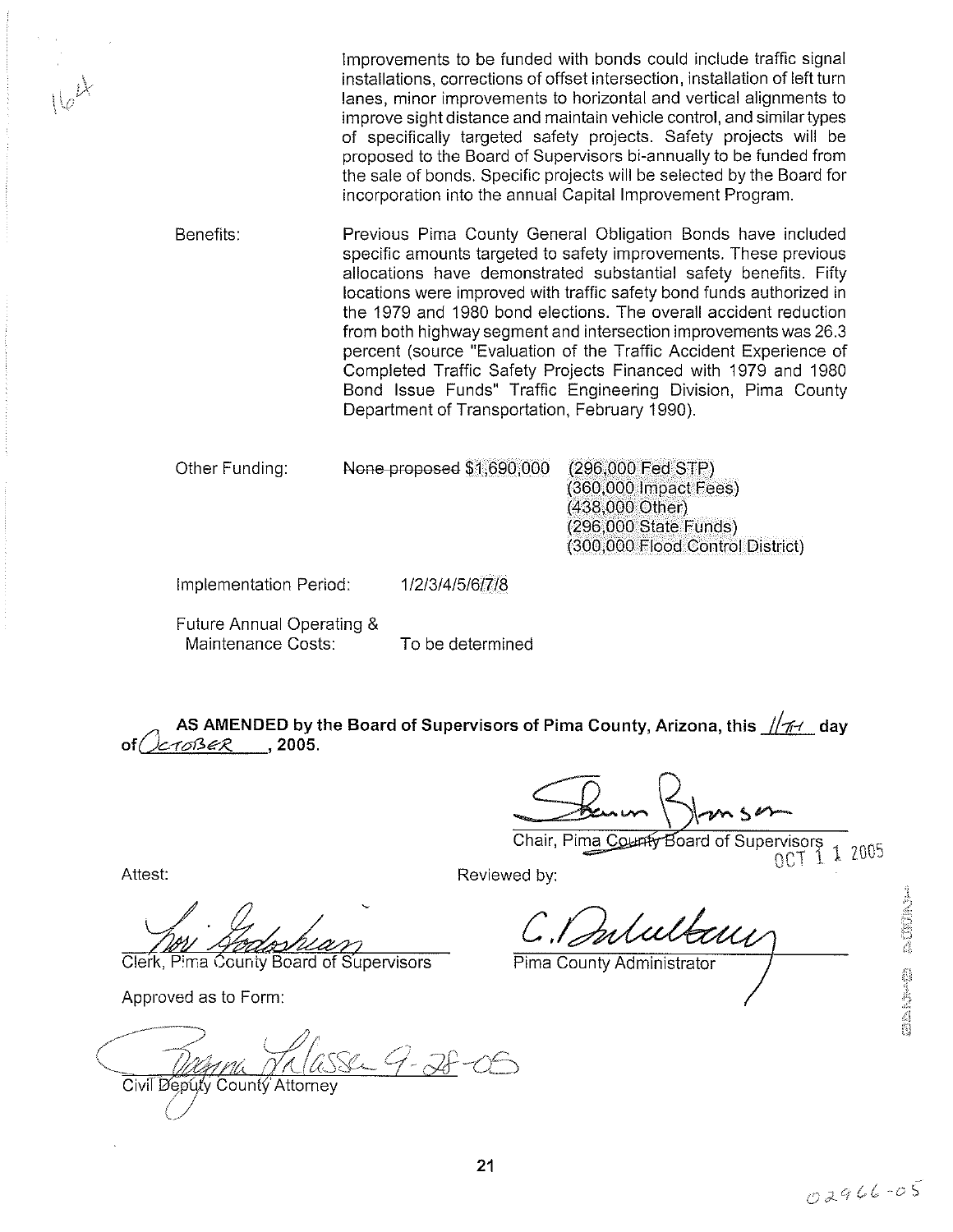Improvements to be funded with bonds could include traffic signal installations, corrections of offset intersection, installation of left turn lanes, minor improvements to horizontal and vertical alignments to improve sight distance and maintain vehicle control, and similar types of specifically targeted safety projects. Safety projects will be proposed to the Board of Supervisors bi-annually to be funded from the sale of bonds. Specific projects will be selected by the Board for incorporation into the annual Capital Improvement Program.

Benefits: Previous Pima County General Obligation Bonds have included specific amounts targeted to safety improvements. These previous allocations have demonstrated substantial safety benefits. Fifty locations were improved with traffic safety bond funds authorized in the 1979 and 1980 bond elections. The overall accident reduction from both highway segment and intersection improvements was 26.3 percent (source "Evaluation of the Traffic Accident Experience of Completed Traffic Safety Projects Financed with 1979 and 1980 Bond Issue Funds" Traffic Engineering Division, Pima County Department of Transportation, February 1990).

Other Funding: ~~None proposed~~ $1,690,000 (296,000 Fed STP)
(360,000 Impact Fees)
(438,000 Other)
(296,000 State Funds)
(300,000 Flood Control District)

Implementation Period: 1/2/3/4/5/6/7/8

Future Annual Operating & Maintenance Costs: To be determined

**AS AMENDED by the Board of Supervisors of Pima County, Arizona, this 11TH day of OCTOBER, 2005.**

Chair, Pima County Board of Supervisors
OCT 11 2005

Attest:

Clerk, Pima County Board of Supervisors

Reviewed by:

Pima County Administrator

Approved as to Form:

9-28-05
Civil Deputy County Attorney

02966-05